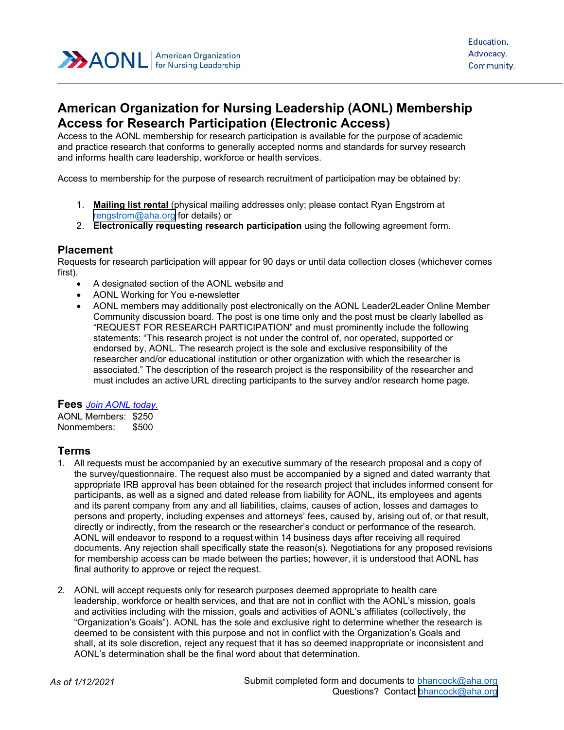# American Organization for Nursing Leadership (AONL) Membership Access for Research Participation (Electronic Access)

Access to the AONL membership for research participation is available for the purpose of academic and practice research that conforms to generally accepted norms and standards for survey research and informs health care leadership, workforce or health services.

Access to membership for the purpose of research recruitment of participation may be obtained by:

1. **Mailing list rental** (physical mailing addresses only; please contact Ryan Engstrom at rengstrom@aha.org for details) or
2. **Electronically requesting research participation** using the following agreement form.

## Placement

Requests for research participation will appear for 90 days or until data collection closes (whichever comes first).

- A designated section of the AONL website and
- AONL Working for You e-newsletter
- AONL members may additionally post electronically on the AONL Leader2Leader Online Member Community discussion board. The post is one time only and the post must be clearly labelled as "REQUEST FOR RESEARCH PARTICIPATION" and must prominently include the following statements: "This research project is not under the control of, nor operated, supported or endorsed by, AONL. The research project is the sole and exclusive responsibility of the researcher and/or educational institution or other organization with which the researcher is associated." The description of the research project is the responsibility of the researcher and must includes an active URL directing participants to the survey and/or research home page.

## Fees *Join AONL today.*

AONL Members: $250
Nonmembers: $500

## Terms

1. All requests must be accompanied by an executive summary of the research proposal and a copy of the survey/questionnaire. The request also must be accompanied by a signed and dated warranty that appropriate IRB approval has been obtained for the research project that includes informed consent for participants, as well as a signed and dated release from liability for AONL, its employees and agents and its parent company from any and all liabilities, claims, causes of action, losses and damages to persons and property, including expenses and attorneys' fees, caused by, arising out of, or that result, directly or indirectly, from the research or the researcher's conduct or performance of the research. AONL will endeavor to respond to a request within 14 business days after receiving all required documents. Any rejection shall specifically state the reason(s). Negotiations for any proposed revisions for membership access can be made between the parties; however, it is understood that AONL has final authority to approve or reject the request.

2. AONL will accept requests only for research purposes deemed appropriate to health care leadership, workforce or health services, and that are not in conflict with the AONL's mission, goals and activities including with the mission, goals and activities of AONL's affiliates (collectively, the "Organization's Goals"). AONL has the sole and exclusive right to determine whether the research is deemed to be consistent with this purpose and not in conflict with the Organization's Goals and shall, at its sole discretion, reject any request that it has so deemed inappropriate or inconsistent and AONL's determination shall be the final word about that determination.

*As of 1/12/2021*

Submit completed form and documents to bhancock@aha.org
Questions? Contact bhancock@aha.org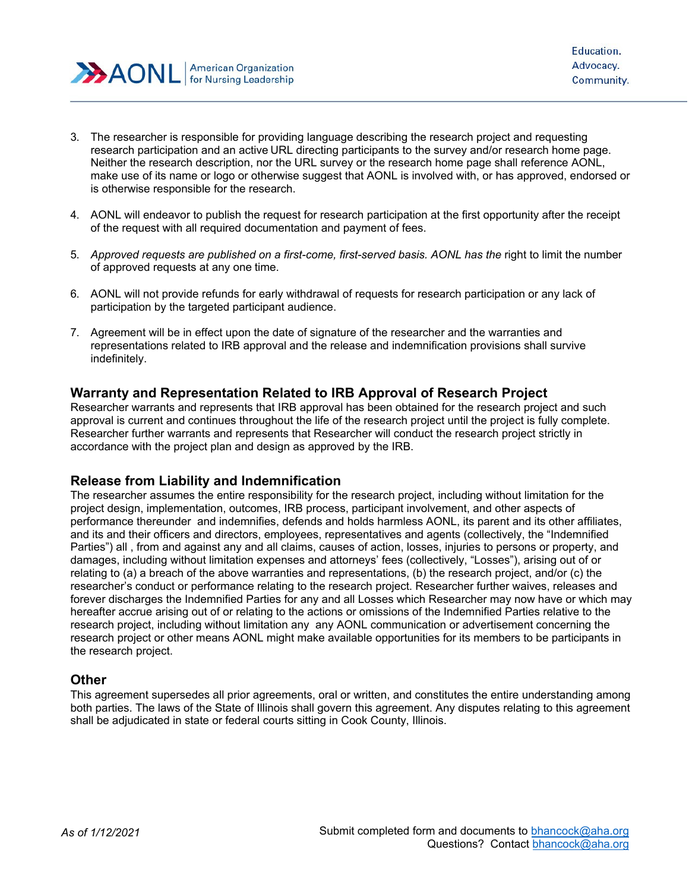3. The researcher is responsible for providing language describing the research project and requesting research participation and an active URL directing participants to the survey and/or research home page. Neither the research description, nor the URL survey or the research home page shall reference AONL, make use of its name or logo or otherwise suggest that AONL is involved with, or has approved, endorsed or is otherwise responsible for the research.

4. AONL will endeavor to publish the request for research participation at the first opportunity after the receipt of the request with all required documentation and payment of fees.

5. *Approved requests are published on a first-come, first-served basis. AONL has the* right to limit the number of approved requests at any one time.

6. AONL will not provide refunds for early withdrawal of requests for research participation or any lack of participation by the targeted participant audience.

7. Agreement will be in effect upon the date of signature of the researcher and the warranties and representations related to IRB approval and the release and indemnification provisions shall survive indefinitely.

## Warranty and Representation Related to IRB Approval of Research Project

Researcher warrants and represents that IRB approval has been obtained for the research project and such approval is current and continues throughout the life of the research project until the project is fully complete. Researcher further warrants and represents that Researcher will conduct the research project strictly in accordance with the project plan and design as approved by the IRB.

## Release from Liability and Indemnification

The researcher assumes the entire responsibility for the research project, including without limitation for the project design, implementation, outcomes, IRB process, participant involvement, and other aspects of performance thereunder and indemnifies, defends and holds harmless AONL, its parent and its other affiliates, and its and their officers and directors, employees, representatives and agents (collectively, the "Indemnified Parties") all , from and against any and all claims, causes of action, losses, injuries to persons or property, and damages, including without limitation expenses and attorneys' fees (collectively, "Losses"), arising out of or relating to (a) a breach of the above warranties and representations, (b) the research project, and/or (c) the researcher's conduct or performance relating to the research project. Researcher further waives, releases and forever discharges the Indemnified Parties for any and all Losses which Researcher may now have or which may hereafter accrue arising out of or relating to the actions or omissions of the Indemnified Parties relative to the research project, including without limitation any any AONL communication or advertisement concerning the research project or other means AONL might make available opportunities for its members to be participants in the research project.

## Other

This agreement supersedes all prior agreements, oral or written, and constitutes the entire understanding among both parties. The laws of the State of Illinois shall govern this agreement. Any disputes relating to this agreement shall be adjudicated in state or federal courts sitting in Cook County, Illinois.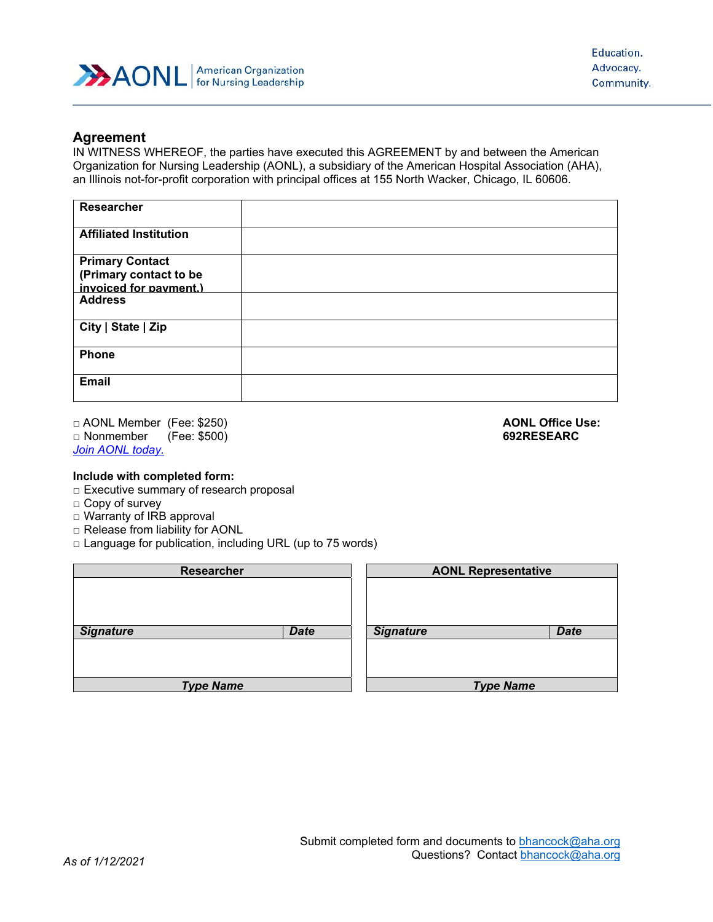## Agreement

IN WITNESS WHEREOF, the parties have executed this AGREEMENT by and between the American Organization for Nursing Leadership (AONL), a subsidiary of the American Hospital Association (AHA), an Illinois not-for-profit corporation with principal offices at 155 North Wacker, Chicago, IL 60606.

| | |
|---|---|
| **Researcher** | |
| **Affiliated Institution** | |
| **Primary Contact (Primary contact to be invoiced for payment.)** | |
| **Address** | |
| **City \| State \| Zip** | |
| **Phone** | |
| **Email** | |

□ AONL Member (Fee: $250)
□ Nonmember (Fee: $500)
[Join AONL today.]

**AONL Office Use:**
**692RESEARC**

**Include with completed form:**

□ Executive summary of research proposal
□ Copy of survey
□ Warranty of IRB approval
□ Release from liability for AONL
□ Language for publication, including URL (up to 75 words)

| Researcher | | AONL Representative | |
|---|---|---|---|
| | | | |
| ***Signature*** | ***Date*** | ***Signature*** | ***Date*** |
| | | | |
| ***Type Name*** | | ***Type Name*** | |

Submit completed form and documents to bhancock@aha.org
Questions? Contact bhancock@aha.org

*As of 1/12/2021*